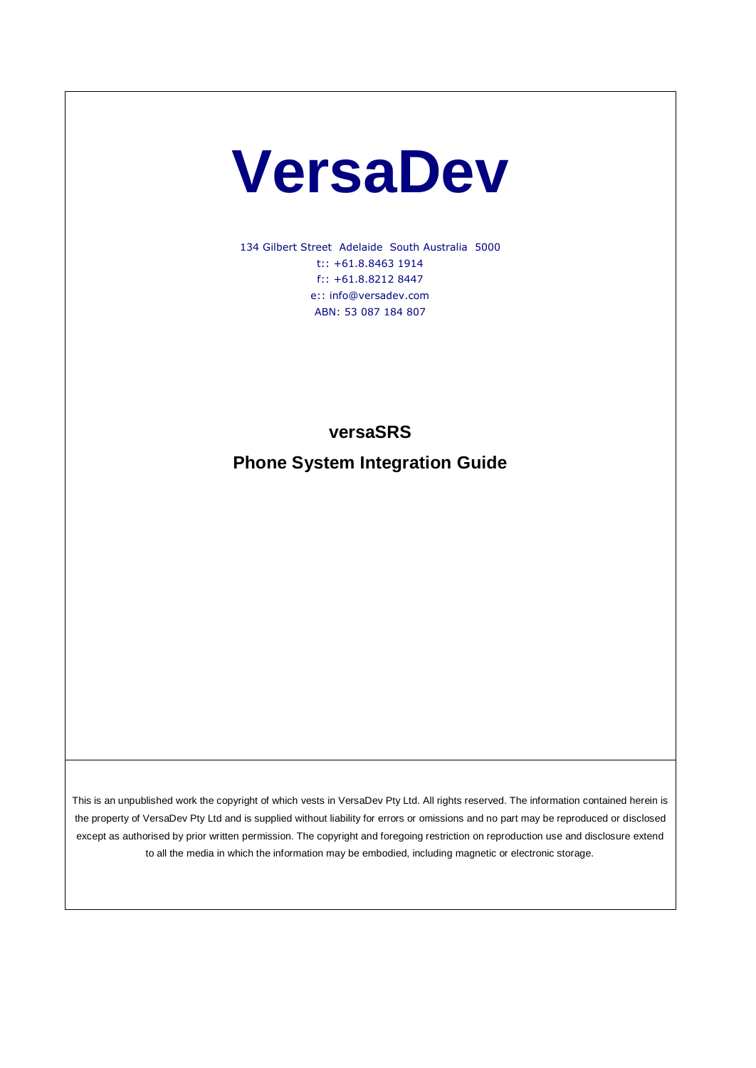# VersaDev

134 Gilbert Street  Adelaide  South Australia  5000
t:: +61.8.8463 1914
f:: +61.8.8212 8447
e:: info@versadev.com
ABN: 53 087 184 807

## versaSRS

## Phone System Integration Guide

This is an unpublished work the copyright of which vests in VersaDev Pty Ltd. All rights reserved. The information contained herein is the property of VersaDev Pty Ltd and is supplied without liability for errors or omissions and no part may be reproduced or disclosed except as authorised by prior written permission. The copyright and foregoing restriction on reproduction use and disclosure extend to all the media in which the information may be embodied, including magnetic or electronic storage.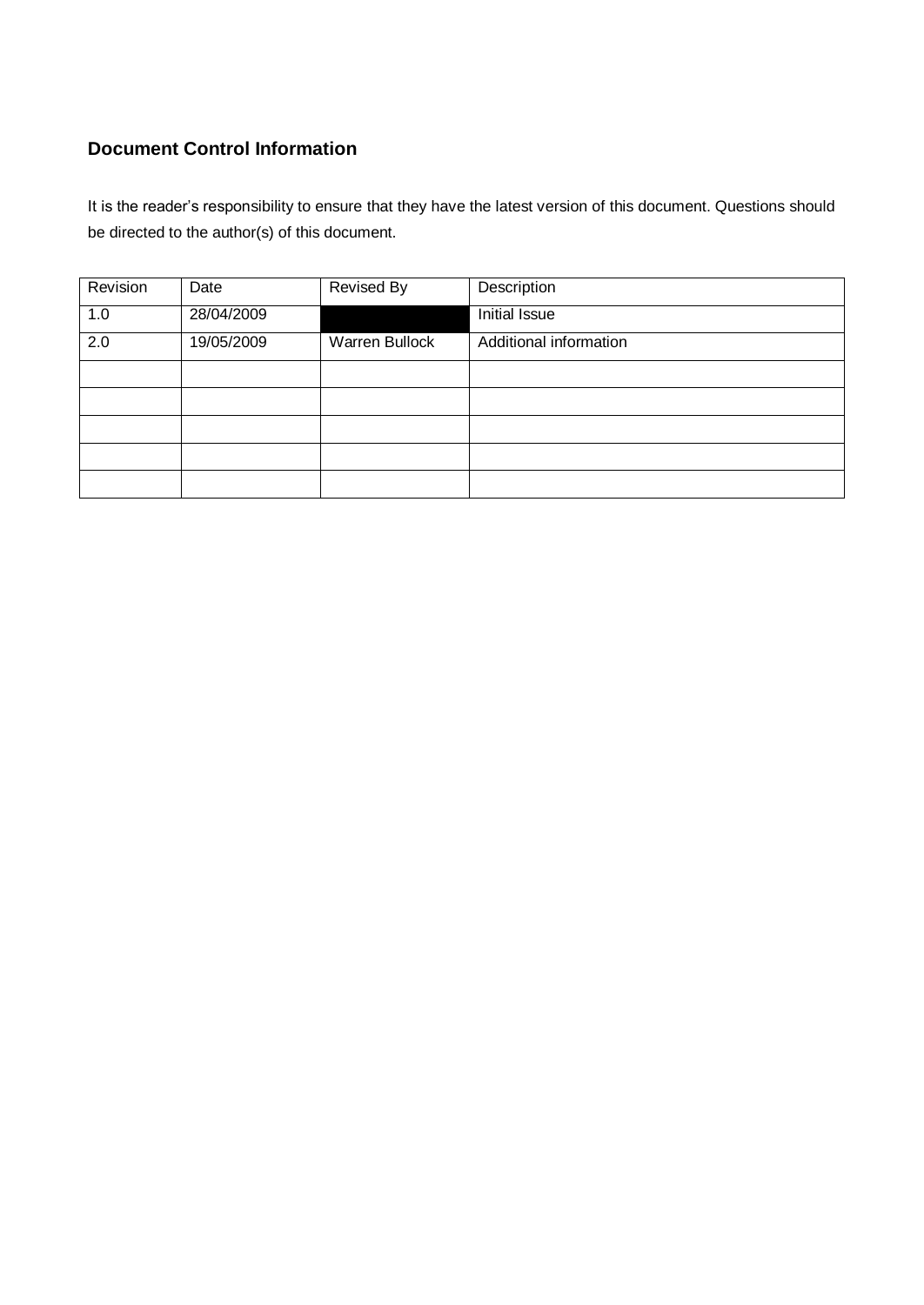## Document Control Information

It is the reader's responsibility to ensure that they have the latest version of this document. Questions should be directed to the author(s) of this document.

| Revision | Date | Revised By | Description |
|---|---|---|---|
| 1.0 | 28/04/2009 | | Initial Issue |
| 2.0 | 19/05/2009 | Warren Bullock | Additional information |
| | | | |
| | | | |
| | | | |
| | | | |
| | | | |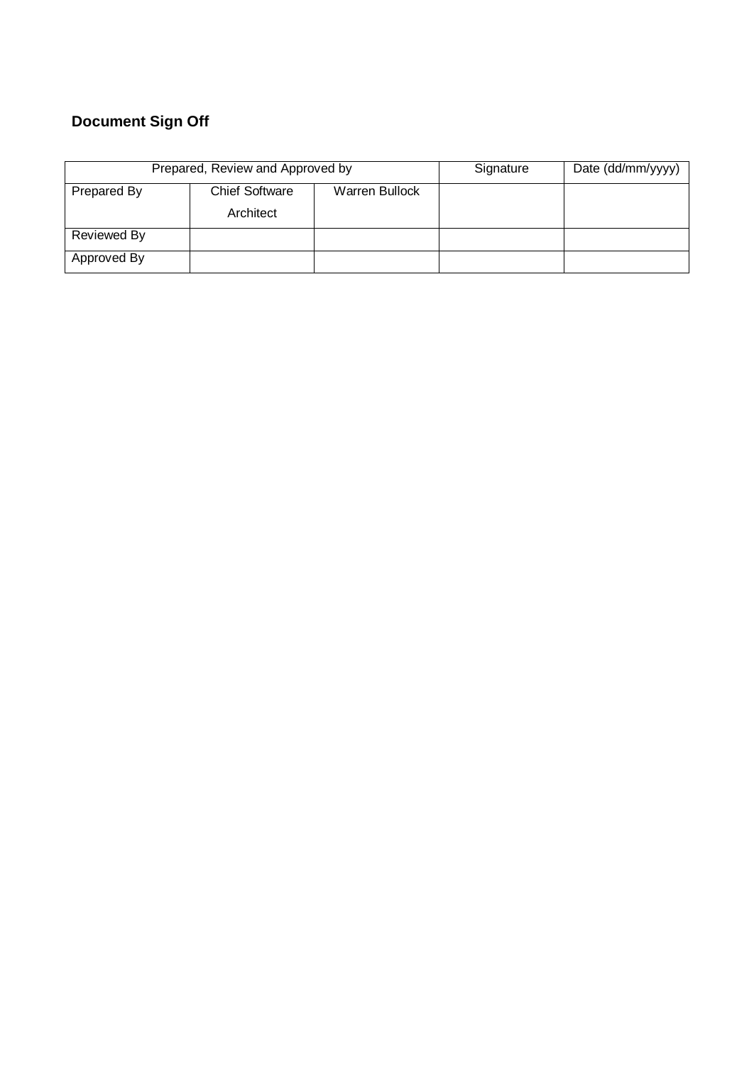## Document Sign Off

| Prepared, Review and Approved by | | | Signature | Date (dd/mm/yyyy) |
|---|---|---|---|---|
| Prepared By | Chief Software Architect | Warren Bullock | | |
| Reviewed By | | | | |
| Approved By | | | | |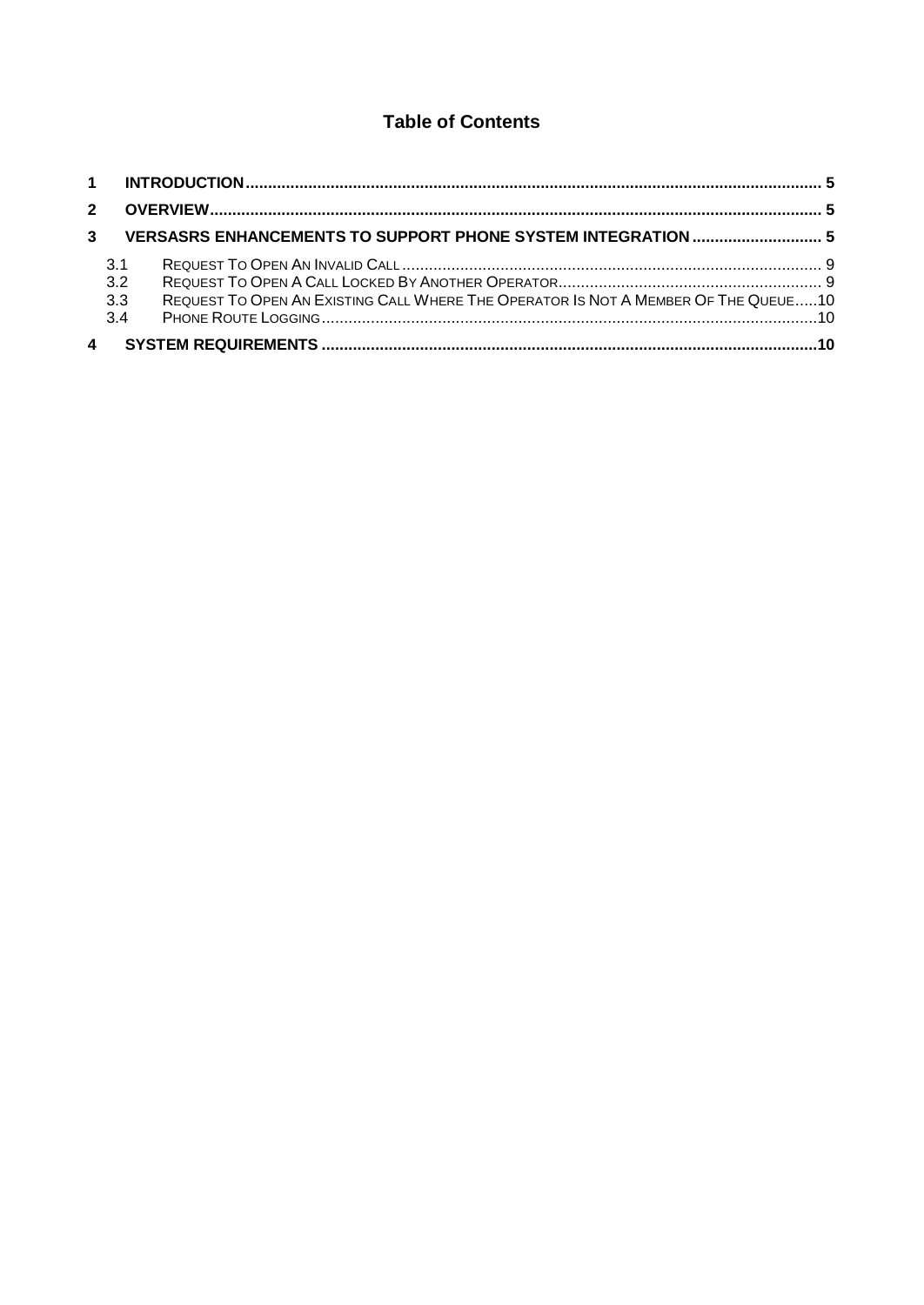# Table of Contents

**1 INTRODUCTION .......... 5**

**2 OVERVIEW .......... 5**

**3 VERSASRS ENHANCEMENTS TO SUPPORT PHONE SYSTEM INTEGRATION .......... 5**

- 3.1 REQUEST TO OPEN AN INVALID CALL .......... 9
- 3.2 REQUEST TO OPEN A CALL LOCKED BY ANOTHER OPERATOR .......... 9
- 3.3 REQUEST TO OPEN AN EXISTING CALL WHERE THE OPERATOR IS NOT A MEMBER OF THE QUEUE .......... 10
- 3.4 PHONE ROUTE LOGGING .......... 10

**4 SYSTEM REQUIREMENTS .......... 10**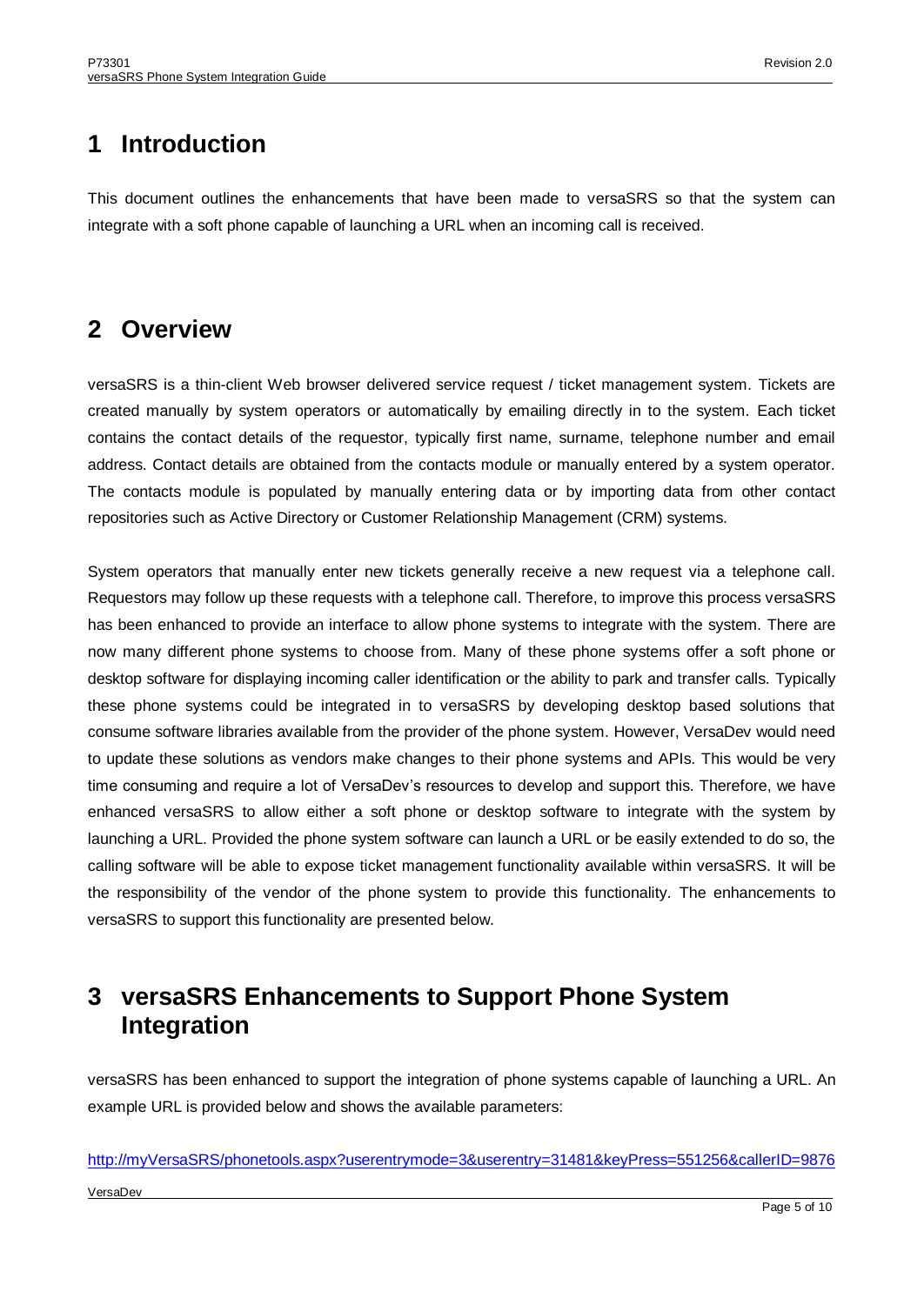# 1 Introduction

This document outlines the enhancements that have been made to versaSRS so that the system can integrate with a soft phone capable of launching a URL when an incoming call is received.

# 2 Overview

versaSRS is a thin-client Web browser delivered service request / ticket management system. Tickets are created manually by system operators or automatically by emailing directly in to the system. Each ticket contains the contact details of the requestor, typically first name, surname, telephone number and email address. Contact details are obtained from the contacts module or manually entered by a system operator. The contacts module is populated by manually entering data or by importing data from other contact repositories such as Active Directory or Customer Relationship Management (CRM) systems.

System operators that manually enter new tickets generally receive a new request via a telephone call. Requestors may follow up these requests with a telephone call. Therefore, to improve this process versaSRS has been enhanced to provide an interface to allow phone systems to integrate with the system. There are now many different phone systems to choose from. Many of these phone systems offer a soft phone or desktop software for displaying incoming caller identification or the ability to park and transfer calls. Typically these phone systems could be integrated in to versaSRS by developing desktop based solutions that consume software libraries available from the provider of the phone system. However, VersaDev would need to update these solutions as vendors make changes to their phone systems and APIs. This would be very time consuming and require a lot of VersaDev's resources to develop and support this. Therefore, we have enhanced versaSRS to allow either a soft phone or desktop software to integrate with the system by launching a URL. Provided the phone system software can launch a URL or be easily extended to do so, the calling software will be able to expose ticket management functionality available within versaSRS. It will be the responsibility of the vendor of the phone system to provide this functionality. The enhancements to versaSRS to support this functionality are presented below.

# 3 versaSRS Enhancements to Support Phone System Integration

versaSRS has been enhanced to support the integration of phone systems capable of launching a URL. An example URL is provided below and shows the available parameters:

http://myVersaSRS/phonetools.aspx?userentrymode=3&userentry=31481&keyPress=551256&callerID=9876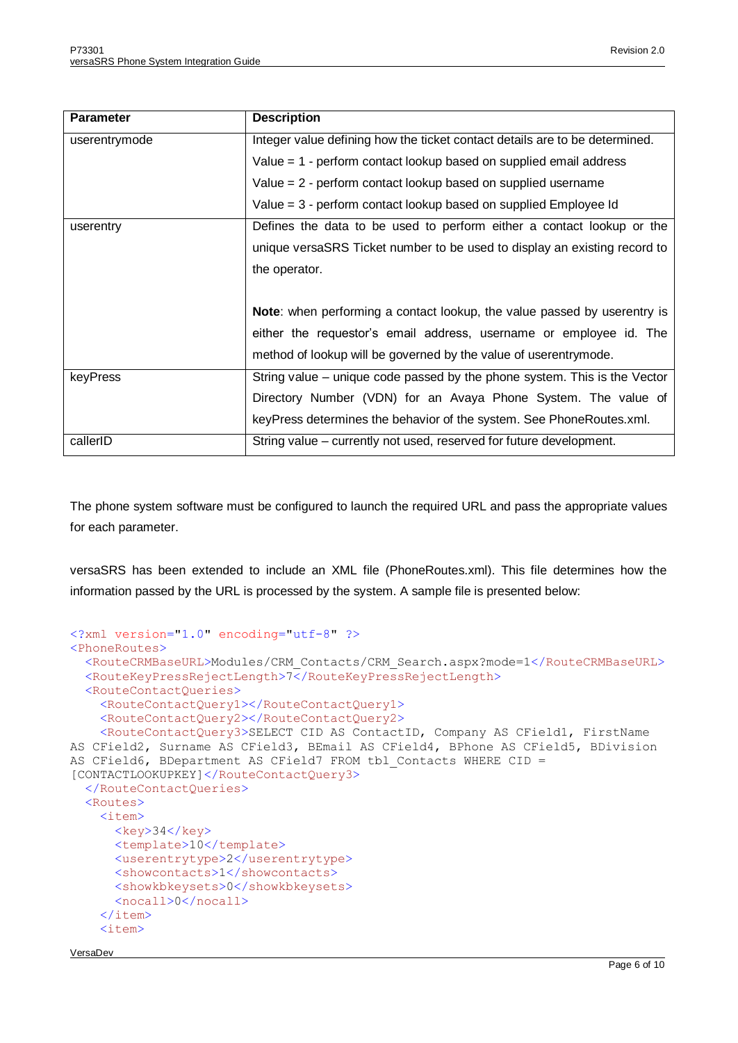| Parameter | Description |
|---|---|
| userentrymode | Integer value defining how the ticket contact details are to be determined.<br>Value = 1 - perform contact lookup based on supplied email address<br>Value = 2 - perform contact lookup based on supplied username<br>Value = 3 - perform contact lookup based on supplied Employee Id |
| userentry | Defines the data to be used to perform either a contact lookup or the unique versaSRS Ticket number to be used to display an existing record to the operator.<br><br>**Note**: when performing a contact lookup, the value passed by userentry is either the requestor's email address, username or employee id. The method of lookup will be governed by the value of userentrymode. |
| keyPress | String value – unique code passed by the phone system. This is the Vector Directory Number (VDN) for an Avaya Phone System. The value of keyPress determines the behavior of the system. See PhoneRoutes.xml. |
| callerID | String value – currently not used, reserved for future development. |

The phone system software must be configured to launch the required URL and pass the appropriate values for each parameter.

versaSRS has been extended to include an XML file (PhoneRoutes.xml). This file determines how the information passed by the URL is processed by the system. A sample file is presented below:

```
<?xml version="1.0" encoding="utf-8" ?>
<PhoneRoutes>
  <RouteCRMBaseURL>Modules/CRM_Contacts/CRM_Search.aspx?mode=1</RouteCRMBaseURL>
  <RouteKeyPressRejectLength>7</RouteKeyPressRejectLength>
  <RouteContactQueries>
    <RouteContactQuery1></RouteContactQuery1>
    <RouteContactQuery2></RouteContactQuery2>
    <RouteContactQuery3>SELECT CID AS ContactID, Company AS CField1, FirstName
AS CField2, Surname AS CField3, BEmail AS CField4, BPhone AS CField5, BDivision
AS CField6, BDepartment AS CField7 FROM tbl_Contacts WHERE CID =
[CONTACTLOOKUPKEY]</RouteContactQuery3>
  </RouteContactQueries>
  <Routes>
    <item>
      <key>34</key>
      <template>10</template>
      <userentrytype>2</userentrytype>
      <showcontacts>1</showcontacts>
      <showkbkeysets>0</showkbkeysets>
      <nocall>0</nocall>
    </item>
    <item>
```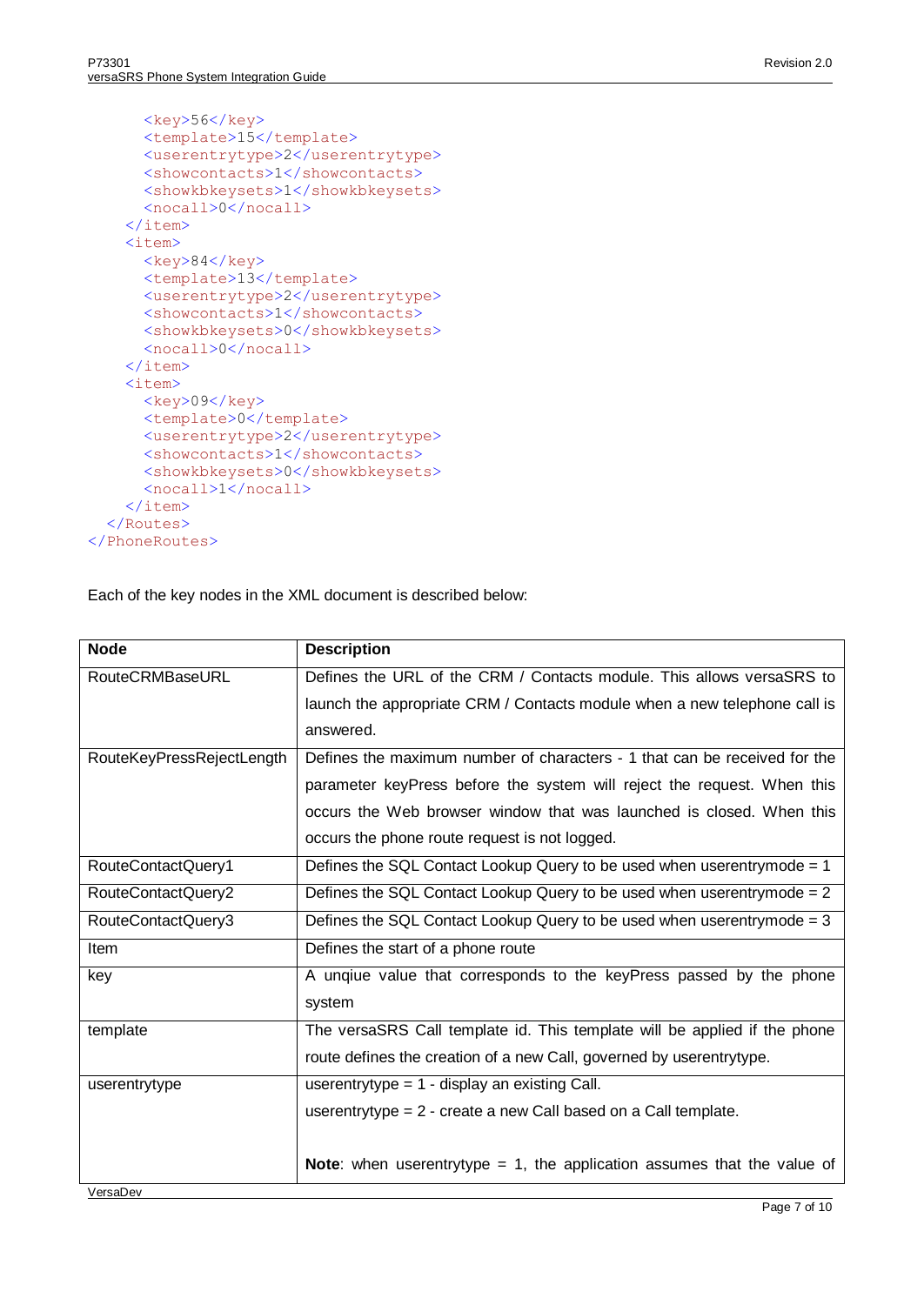```
      <key>56</key>
      <template>15</template>
      <userentrytype>2</userentrytype>
      <showcontacts>1</showcontacts>
      <showkbkeysets>1</showkbkeysets>
      <nocall>0</nocall>
    </item>
    <item>
      <key>84</key>
      <template>13</template>
      <userentrytype>2</userentrytype>
      <showcontacts>1</showcontacts>
      <showkbkeysets>0</showkbkeysets>
      <nocall>0</nocall>
    </item>
    <item>
      <key>09</key>
      <template>0</template>
      <userentrytype>2</userentrytype>
      <showcontacts>1</showcontacts>
      <showkbkeysets>0</showkbkeysets>
      <nocall>1</nocall>
    </item>
  </Routes>
</PhoneRoutes>
```

Each of the key nodes in the XML document is described below:

| Node | Description |
|---|---|
| RouteCRMBaseURL | Defines the URL of the CRM / Contacts module. This allows versaSRS to launch the appropriate CRM / Contacts module when a new telephone call is answered. |
| RouteKeyPressRejectLength | Defines the maximum number of characters - 1 that can be received for the parameter keyPress before the system will reject the request. When this occurs the Web browser window that was launched is closed. When this occurs the phone route request is not logged. |
| RouteContactQuery1 | Defines the SQL Contact Lookup Query to be used when userentrymode = 1 |
| RouteContactQuery2 | Defines the SQL Contact Lookup Query to be used when userentrymode = 2 |
| RouteContactQuery3 | Defines the SQL Contact Lookup Query to be used when userentrymode = 3 |
| Item | Defines the start of a phone route |
| key | A unqiue value that corresponds to the keyPress passed by the phone system |
| template | The versaSRS Call template id. This template will be applied if the phone route defines the creation of a new Call, governed by userentrytype. |
| userentrytype | userentrytype = 1 - display an existing Call.<br>userentrytype = 2 - create a new Call based on a Call template.<br><br>**Note**: when userentrytype = 1, the application assumes that the value of |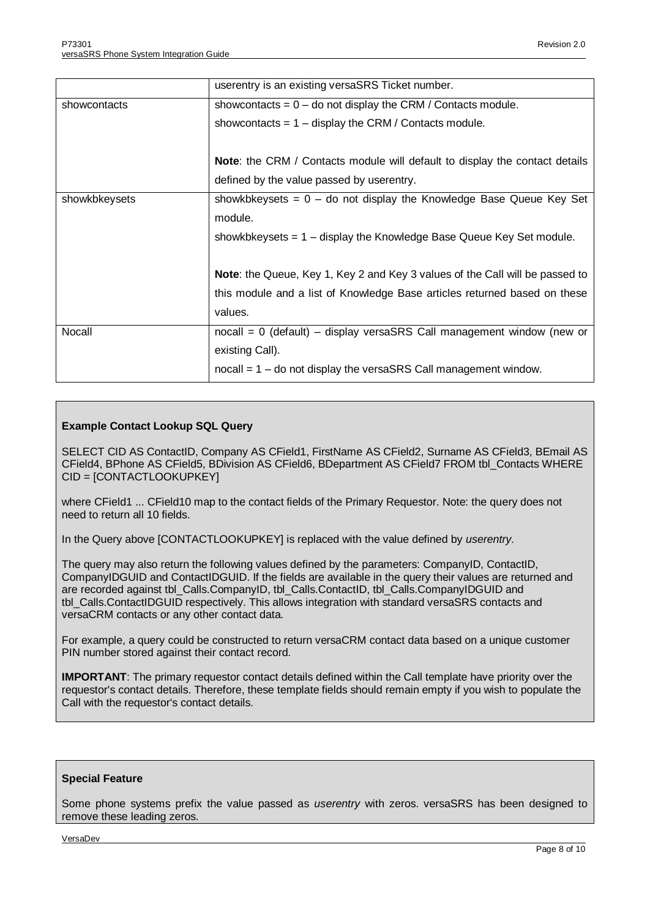|  |  |
| --- | --- |
|  | userentry is an existing versaSRS Ticket number. |
| showcontacts | showcontacts = 0 – do not display the CRM / Contacts module.<br>showcontacts = 1 – display the CRM / Contacts module.<br><br>**Note**: the CRM / Contacts module will default to display the contact details defined by the value passed by userentry. |
| showkbkeysets | showkbkeysets = 0 – do not display the Knowledge Base Queue Key Set module.<br>showkbkeysets = 1 – display the Knowledge Base Queue Key Set module.<br><br>**Note**: the Queue, Key 1, Key 2 and Key 3 values of the Call will be passed to this module and a list of Knowledge Base articles returned based on these values. |
| Nocall | nocall = 0 (default) – display versaSRS Call management window (new or existing Call).<br>nocall = 1 – do not display the versaSRS Call management window. |

**Example Contact Lookup SQL Query**

SELECT CID AS ContactID, Company AS CField1, FirstName AS CField2, Surname AS CField3, BEmail AS CField4, BPhone AS CField5, BDivision AS CField6, BDepartment AS CField7 FROM tbl_Contacts WHERE CID = [CONTACTLOOKUPKEY]

where CField1 ... CField10 map to the contact fields of the Primary Requestor. Note: the query does not need to return all 10 fields.

In the Query above [CONTACTLOOKUPKEY] is replaced with the value defined by *userentry*.

The query may also return the following values defined by the parameters: CompanyID, ContactID, CompanyIDGUID and ContactIDGUID. If the fields are available in the query their values are returned and are recorded against tbl_Calls.CompanyID, tbl_Calls.ContactID, tbl_Calls.CompanyIDGUID and tbl_Calls.ContactIDGUID respectively. This allows integration with standard versaSRS contacts and versaCRM contacts or any other contact data.

For example, a query could be constructed to return versaCRM contact data based on a unique customer PIN number stored against their contact record.

**IMPORTANT**: The primary requestor contact details defined within the Call template have priority over the requestor's contact details. Therefore, these template fields should remain empty if you wish to populate the Call with the requestor's contact details.

**Special Feature**

Some phone systems prefix the value passed as *userentry* with zeros. versaSRS has been designed to remove these leading zeros.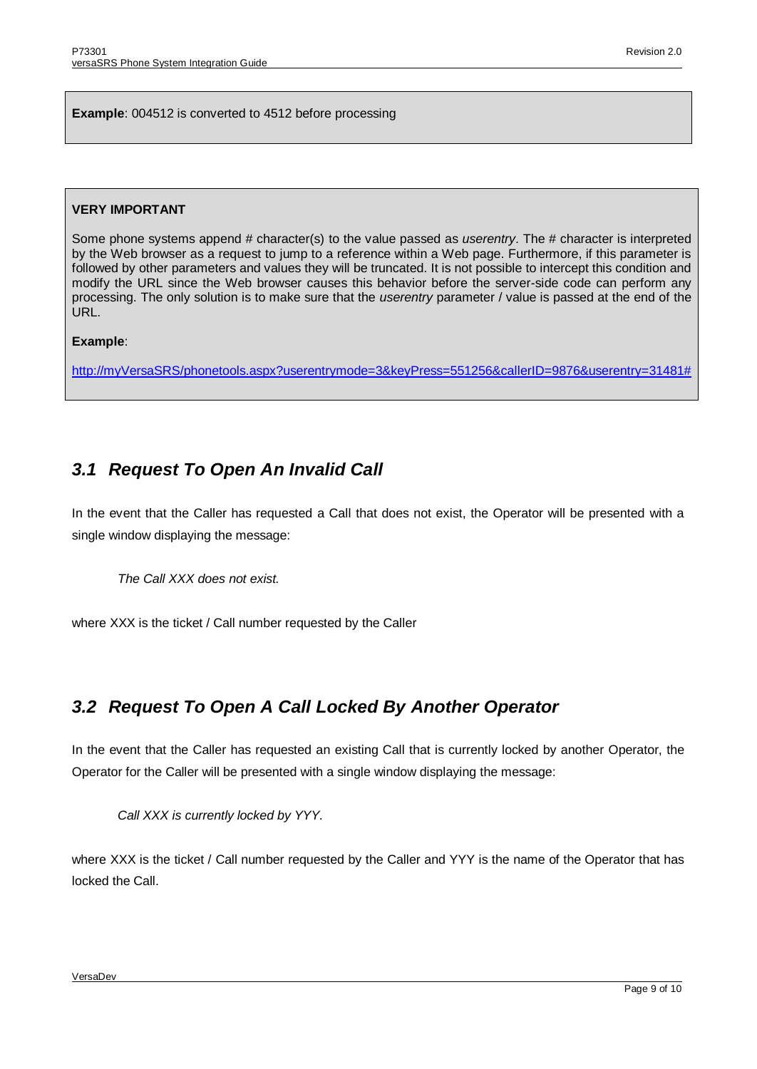**Example**: 004512 is converted to 4512 before processing

**VERY IMPORTANT**

Some phone systems append # character(s) to the value passed as *userentry*. The # character is interpreted by the Web browser as a request to jump to a reference within a Web page. Furthermore, if this parameter is followed by other parameters and values they will be truncated. It is not possible to intercept this condition and modify the URL since the Web browser causes this behavior before the server-side code can perform any processing. The only solution is to make sure that the *userentry* parameter / value is passed at the end of the URL.

**Example**:

http://myVersaSRS/phonetools.aspx?userentrymode=3&keyPress=551256&callerID=9876&userentry=31481#

## *3.1 Request To Open An Invalid Call*

In the event that the Caller has requested a Call that does not exist, the Operator will be presented with a single window displaying the message:

*The Call XXX does not exist.*

where XXX is the ticket / Call number requested by the Caller

## *3.2 Request To Open A Call Locked By Another Operator*

In the event that the Caller has requested an existing Call that is currently locked by another Operator, the Operator for the Caller will be presented with a single window displaying the message:

*Call XXX is currently locked by YYY.*

where XXX is the ticket / Call number requested by the Caller and YYY is the name of the Operator that has locked the Call.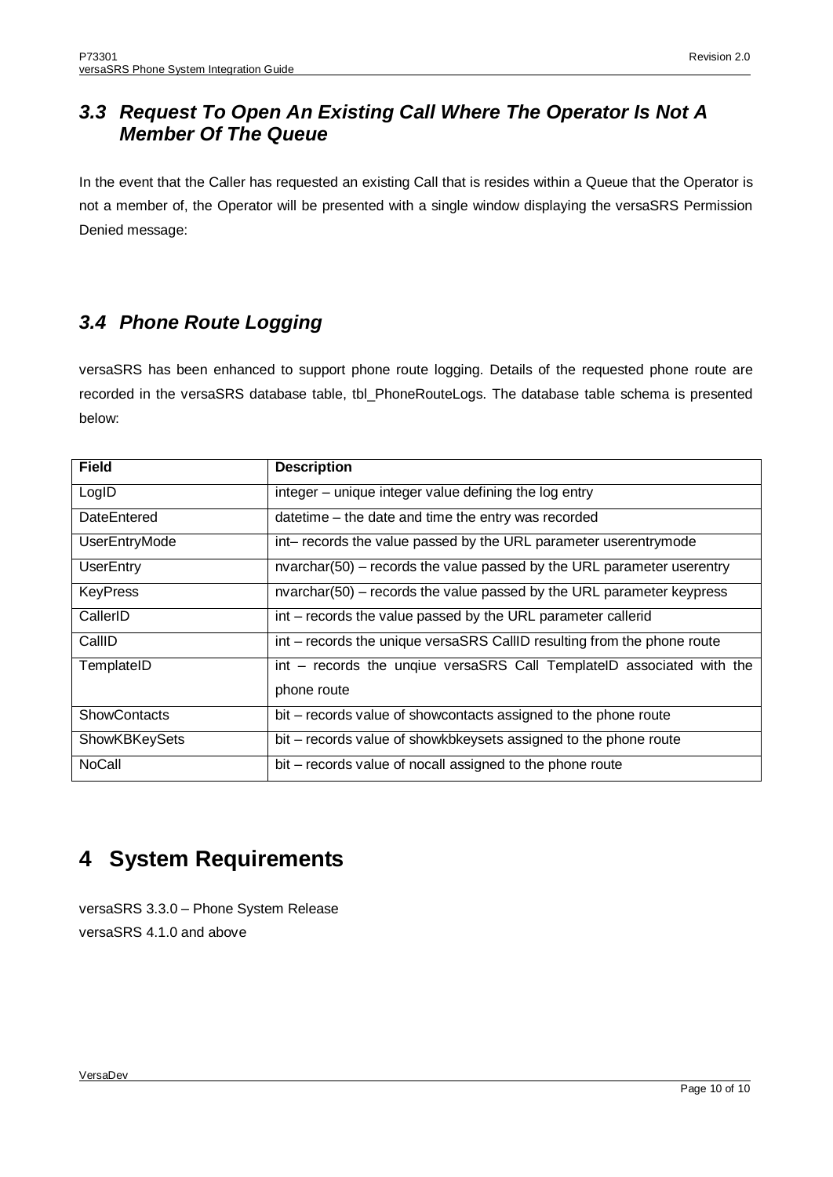### *3.3 Request To Open An Existing Call Where The Operator Is Not A Member Of The Queue*

In the event that the Caller has requested an existing Call that is resides within a Queue that the Operator is not a member of, the Operator will be presented with a single window displaying the versaSRS Permission Denied message:

### *3.4 Phone Route Logging*

versaSRS has been enhanced to support phone route logging. Details of the requested phone route are recorded in the versaSRS database table, tbl_PhoneRouteLogs. The database table schema is presented below:

| **Field** | **Description** |
|---|---|
| LogID | integer – unique integer value defining the log entry |
| DateEntered | datetime – the date and time the entry was recorded |
| UserEntryMode | int– records the value passed by the URL parameter userentrymode |
| UserEntry | nvarchar(50) – records the value passed by the URL parameter userentry |
| KeyPress | nvarchar(50) – records the value passed by the URL parameter keypress |
| CallerID | int – records the value passed by the URL parameter callerid |
| CallID | int – records the unique versaSRS CallID resulting from the phone route |
| TemplateID | int – records the unqiue versaSRS Call TemplateID associated with the phone route |
| ShowContacts | bit – records value of showcontacts assigned to the phone route |
| ShowKBKeySets | bit – records value of showkbkeysets assigned to the phone route |
| NoCall | bit – records value of nocall assigned to the phone route |

# 4 System Requirements

versaSRS 3.3.0 – Phone System Release
versaSRS 4.1.0 and above